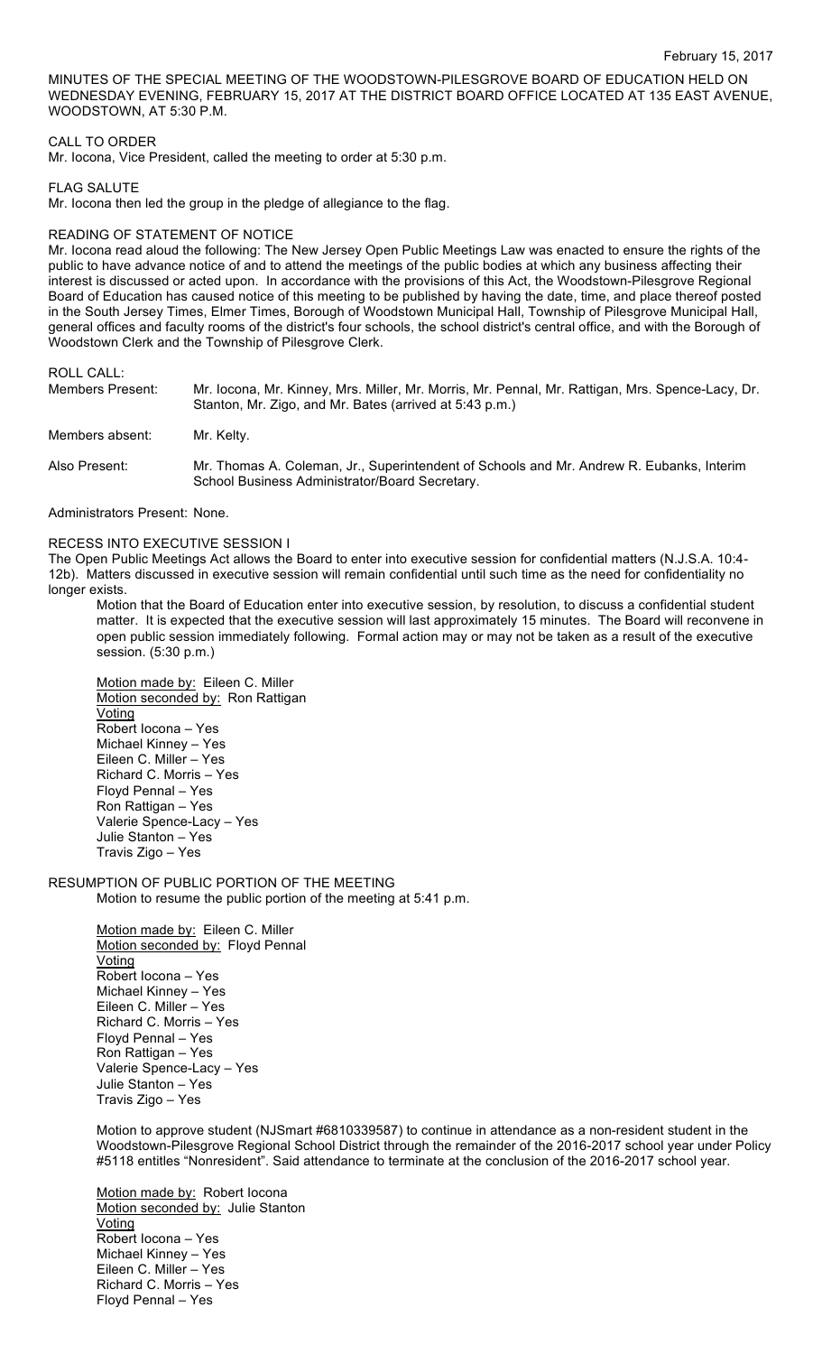February 15, 2017

MINUTES OF THE SPECIAL MEETING OF THE WOODSTOWN-PILESGROVE BOARD OF EDUCATION HELD ON WEDNESDAY EVENING, FEBRUARY 15, 2017 AT THE DISTRICT BOARD OFFICE LOCATED AT 135 EAST AVENUE, WOODSTOWN, AT 5:30 P.M.

CALL TO ORDER

Mr. Iocona, Vice President, called the meeting to order at 5:30 p.m.

FLAG SALUTE

Mr. Iocona then led the group in the pledge of allegiance to the flag.

READING OF STATEMENT OF NOTICE

Mr. Iocona read aloud the following: The New Jersey Open Public Meetings Law was enacted to ensure the rights of the public to have advance notice of and to attend the meetings of the public bodies at which any business affecting their interest is discussed or acted upon. In accordance with the provisions of this Act, the Woodstown-Pilesgrove Regional Board of Education has caused notice of this meeting to be published by having the date, time, and place thereof posted in the South Jersey Times, Elmer Times, Borough of Woodstown Municipal Hall, Township of Pilesgrove Municipal Hall, general offices and faculty rooms of the district's four schools, the school district's central office, and with the Borough of Woodstown Clerk and the Township of Pilesgrove Clerk.

ROLL CALL:

| | |
|---|---|
| Members Present: | Mr. Iocona, Mr. Kinney, Mrs. Miller, Mr. Morris, Mr. Pennal, Mr. Rattigan, Mrs. Spence-Lacy, Dr. Stanton, Mr. Zigo, and Mr. Bates (arrived at 5:43 p.m.) |
| Members absent: | Mr. Kelty. |
| Also Present: | Mr. Thomas A. Coleman, Jr., Superintendent of Schools and Mr. Andrew R. Eubanks, Interim School Business Administrator/Board Secretary. |

Administrators Present: None.

RECESS INTO EXECUTIVE SESSION I

The Open Public Meetings Act allows the Board to enter into executive session for confidential matters (N.J.S.A. 10:4-12b). Matters discussed in executive session will remain confidential until such time as the need for confidentiality no longer exists.

Motion that the Board of Education enter into executive session, by resolution, to discuss a confidential student matter. It is expected that the executive session will last approximately 15 minutes. The Board will reconvene in open public session immediately following. Formal action may or may not be taken as a result of the executive session. (5:30 p.m.)

Motion made by: Eileen C. Miller
Motion seconded by: Ron Rattigan
Voting
Robert Iocona – Yes
Michael Kinney – Yes
Eileen C. Miller – Yes
Richard C. Morris – Yes
Floyd Pennal – Yes
Ron Rattigan – Yes
Valerie Spence-Lacy – Yes
Julie Stanton – Yes
Travis Zigo – Yes

RESUMPTION OF PUBLIC PORTION OF THE MEETING

Motion to resume the public portion of the meeting at 5:41 p.m.

Motion made by: Eileen C. Miller
Motion seconded by: Floyd Pennal
Voting
Robert Iocona – Yes
Michael Kinney – Yes
Eileen C. Miller – Yes
Richard C. Morris – Yes
Floyd Pennal – Yes
Ron Rattigan – Yes
Valerie Spence-Lacy – Yes
Julie Stanton – Yes
Travis Zigo – Yes

Motion to approve student (NJSmart #6810339587) to continue in attendance as a non-resident student in the Woodstown-Pilesgrove Regional School District through the remainder of the 2016-2017 school year under Policy #5118 entitles "Nonresident". Said attendance to terminate at the conclusion of the 2016-2017 school year.

Motion made by: Robert Iocona
Motion seconded by: Julie Stanton
Voting
Robert Iocona – Yes
Michael Kinney – Yes
Eileen C. Miller – Yes
Richard C. Morris – Yes
Floyd Pennal – Yes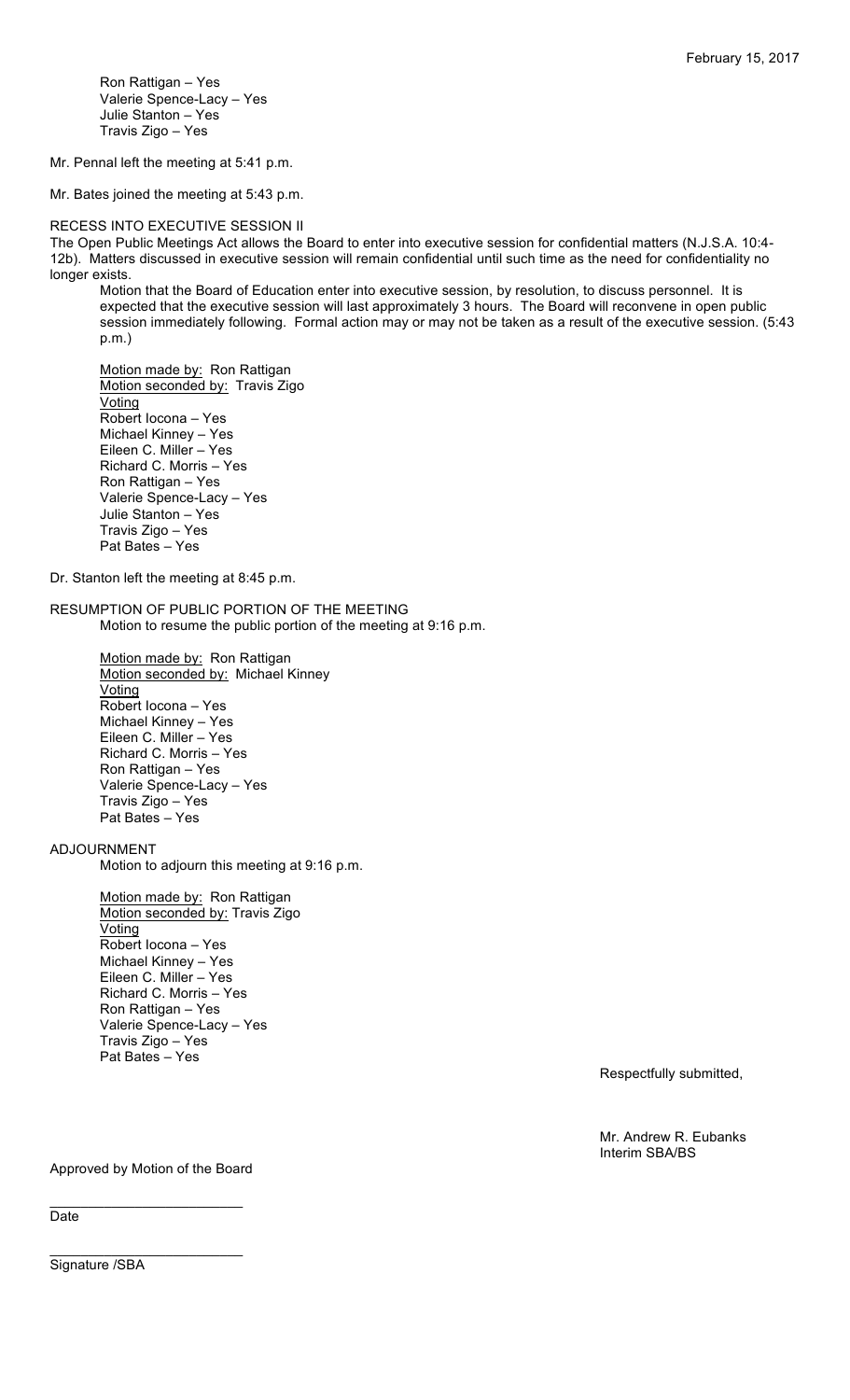Ron Rattigan – Yes
Valerie Spence-Lacy – Yes
Julie Stanton – Yes
Travis Zigo – Yes

Mr. Pennal left the meeting at 5:41 p.m.

Mr. Bates joined the meeting at 5:43 p.m.

RECESS INTO EXECUTIVE SESSION II

The Open Public Meetings Act allows the Board to enter into executive session for confidential matters (N.J.S.A. 10:4-12b). Matters discussed in executive session will remain confidential until such time as the need for confidentiality no longer exists.

Motion that the Board of Education enter into executive session, by resolution, to discuss personnel. It is expected that the executive session will last approximately 3 hours. The Board will reconvene in open public session immediately following. Formal action may or may not be taken as a result of the executive session. (5:43 p.m.)

Motion made by: Ron Rattigan
Motion seconded by: Travis Zigo
Voting
Robert Iocona – Yes
Michael Kinney – Yes
Eileen C. Miller – Yes
Richard C. Morris – Yes
Ron Rattigan – Yes
Valerie Spence-Lacy – Yes
Julie Stanton – Yes
Travis Zigo – Yes
Pat Bates – Yes

Dr. Stanton left the meeting at 8:45 p.m.

RESUMPTION OF PUBLIC PORTION OF THE MEETING

Motion to resume the public portion of the meeting at 9:16 p.m.

Motion made by: Ron Rattigan
Motion seconded by: Michael Kinney
Voting
Robert Iocona – Yes
Michael Kinney – Yes
Eileen C. Miller – Yes
Richard C. Morris – Yes
Ron Rattigan – Yes
Valerie Spence-Lacy – Yes
Travis Zigo – Yes
Pat Bates – Yes

ADJOURNMENT

Motion to adjourn this meeting at 9:16 p.m.

Motion made by: Ron Rattigan
Motion seconded by: Travis Zigo
Voting
Robert Iocona – Yes
Michael Kinney – Yes
Eileen C. Miller – Yes
Richard C. Morris – Yes
Ron Rattigan – Yes
Valerie Spence-Lacy – Yes
Travis Zigo – Yes
Pat Bates – Yes

Respectfully submitted,

Mr. Andrew R. Eubanks
Interim SBA/BS

Approved by Motion of the Board

_________________________
Date

_________________________
Signature /SBA